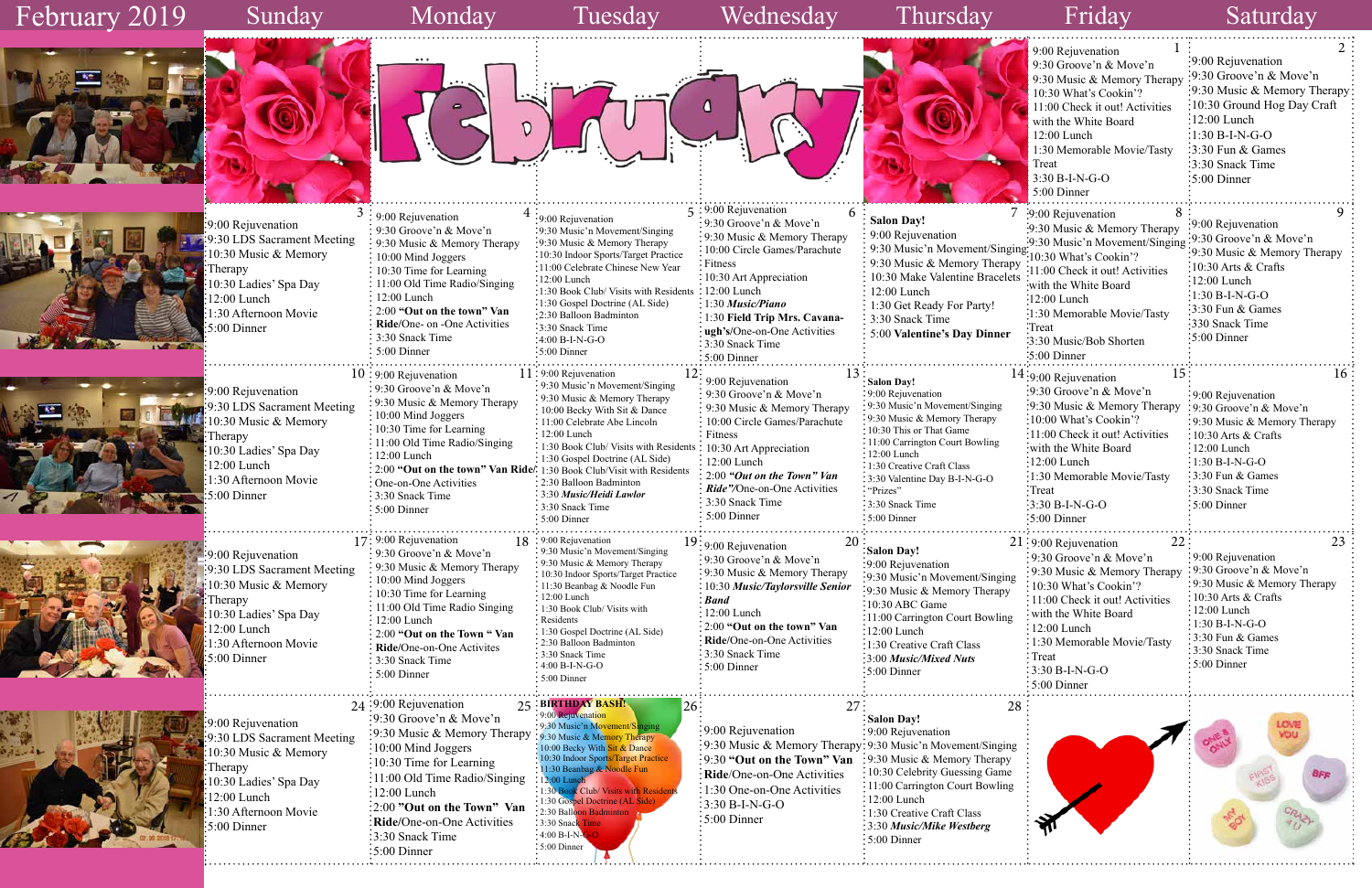# February 2019

| Sunday | Monday | Tuesday | Wednesday | Thursday | Friday | Saturday |
|---|---|---|---|---|---|---|
| | | | | | 1<br>9:00 Rejuvenation<br>9:30 Groove'n & Move'n<br>9:30 Music & Memory Therapy<br>10:30 What's Cookin'?<br>11:00 Check it out! Activities with the White Board<br>12:00 Lunch<br>1:30 Memorable Movie/Tasty Treat<br>3:30 B-I-N-G-O<br>5:00 Dinner | 2<br>9:00 Rejuvenation<br>9:30 Groove'n & Move'n<br>9:30 Music & Memory Therapy<br>10:30 Ground Hog Day Craft<br>12:00 Lunch<br>1:30 B-I-N-G-O<br>3:30 Fun & Games<br>3:30 Snack Time<br>5:00 Dinner |
| 3<br>9:00 Rejuvenation<br>9:30 LDS Sacrament Meeting<br>10:30 Music & Memory Therapy<br>10:30 Ladies' Spa Day<br>12:00 Lunch<br>1:30 Afternoon Movie<br>5:00 Dinner | 4<br>9:00 Rejuvenation<br>9:30 Groove'n & Move'n<br>9:30 Music & Memory Therapy<br>10:00 Mind Joggers<br>10:30 Time for Learning<br>11:00 Old Time Radio/Singing<br>12:00 Lunch<br>2:00 **"Out on the town" Van Ride**/One- on -One Activities<br>3:30 Snack Time<br>5:00 Dinner | 5<br>9:00 Rejuvenation<br>9:30 Music'n Movement/Singing<br>9:30 Music & Memory Therapy<br>10:30 Indoor Sports/Target Practice<br>11:00 Celebrate Chinese New Year<br>12:00 Lunch<br>1:30 Book Club/ Visits with Residents<br>1:30 Gospel Doctrine (AL Side)<br>2:30 Balloon Badminton<br>3:30 Snack Time<br>4:00 B-I-N-G-O<br>5:00 Dinner | 6<br>9:00 Rejuvenation<br>9:30 Groove'n & Move'n<br>9:30 Music & Memory Therapy<br>10:00 Circle Games/Parachute Fitness<br>10:30 Art Appreciation<br>12:00 Lunch<br>1:30 ***Music/Piano***<br>1:30 **Field Trip Mrs. Cavanaugh's**/One-on-One Activities<br>3:30 Snack Time<br>5:00 Dinner | 7<br>**Salon Day!**<br>9:00 Rejuvenation<br>9:30 Music'n Movement/Singing<br>9:30 Music & Memory Therapy<br>10:30 Make Valentine Bracelets<br>12:00 Lunch<br>1:30 Get Ready For Party!<br>3:30 Snack Time<br>5:00 **Valentine's Day Dinner** | 8<br>9:00 Rejuvenation<br>9:30 Music & Memory Therapy<br>9:30 Music'n Movement/Singing<br>10:30 What's Cookin'?<br>11:00 Check it out! Activities with the White Board<br>12:00 Lunch<br>1:30 Memorable Movie/Tasty Treat<br>3:30 Music/Bob Shorten<br>5:00 Dinner | 9<br>9:00 Rejuvenation<br>9:30 Groove'n & Move'n<br>9:30 Music & Memory Therapy<br>10:30 Arts & Crafts<br>12:00 Lunch<br>1:30 B-I-N-G-O<br>3:30 Fun & Games<br>330 Snack Time<br>5:00 Dinner |
| 10<br>9:00 Rejuvenation<br>9:30 LDS Sacrament Meeting<br>10:30 Music & Memory Therapy<br>10:30 Ladies' Spa Day<br>12:00 Lunch<br>1:30 Afternoon Movie<br>5:00 Dinner | 11<br>9:00 Rejuvenation<br>9:30 Groove'n & Move'n<br>9:30 Music & Memory Therapy<br>10:00 Mind Joggers<br>10:30 Time for Learning<br>11:00 Old Time Radio/Singing<br>12:00 Lunch<br>2:00 **"Out on the town" Van Ride**/ One-on-One Activities<br>3:30 Snack Time<br>5:00 Dinner | 12<br>9:00 Rejuvenation<br>9:30 Music'n Movement/Singing<br>9:30 Music & Memory Therapy<br>10:00 Becky With Sit & Dance<br>11:00 Celebrate Abe Lincoln<br>12:00 Lunch<br>1:30 Book Club/ Visits with Residents<br>1:30 Gospel Doctrine (AL Side)<br>1:30 Book Club/Visit with Residents<br>2:30 Balloon Badminton<br>3:30 ***Music/Heidi Lawlor***<br>3:30 Snack Time<br>5:00 Dinner | 13<br>9:00 Rejuvenation<br>9:30 Groove'n & Move'n<br>9:30 Music & Memory Therapy<br>10:00 Circle Games/Parachute Fitness<br>10:30 Art Appreciation<br>12:00 Lunch<br>2:00 ***"Out on the Town" Van Ride"***/One-on-One Activities<br>3:30 Snack Time<br>5:00 Dinner | 14<br>**Salon Day!**<br>9:00 Rejuvenation<br>9:30 Music'n Movement/Singing<br>9:30 Music & Memory Therapy<br>10:30 This or That Game<br>11:00 Carrington Court Bowling<br>12:00 Lunch<br>1:30 Creative Craft Class<br>3:30 Valentine Day B-I-N-G-O "Prizes"<br>3:30 Snack Time<br>5:00 Dinner | 15<br>9:00 Rejuvenation<br>9:30 Groove'n & Move'n<br>9:30 Music & Memory Therapy<br>10:00 What's Cookin'?<br>11:00 Check it out! Activities with the White Board<br>12:00 Lunch<br>1:30 Memorable Movie/Tasty Treat<br>3:30 B-I-N-G-O<br>5:00 Dinner | 16<br>9:00 Rejuvenation<br>9:30 Groove'n & Move'n<br>9:30 Music & Memory Therapy<br>10:30 Arts & Crafts<br>12:00 Lunch<br>1:30 B-I-N-G-O<br>3:30 Fun & Games<br>3:30 Snack Time<br>5:00 Dinner |
| 17<br>9:00 Rejuvenation<br>9:30 LDS Sacrament Meeting<br>10:30 Music & Memory Therapy<br>10:30 Ladies' Spa Day<br>12:00 Lunch<br>1:30 Afternoon Movie<br>5:00 Dinner | 18<br>9:00 Rejuvenation<br>9:30 Groove'n & Move'n<br>9:30 Music & Memory Therapy<br>10:00 Mind Joggers<br>10:30 Time for Learning<br>11:00 Old Time Radio Singing<br>12:00 Lunch<br>2:00 **"Out on the Town " Van Ride**/One-on-One Activites<br>3:30 Snack Time<br>5:00 Dinner | 19<br>9:00 Rejuvenation<br>9:30 Music'n Movement/Singing<br>9:30 Music & Memory Therapy<br>10:30 Indoor Sports/Target Practice<br>11:30 Beanbag & Noodle Fun<br>12:00 Lunch<br>1:30 Book Club/ Visits with Residents<br>1:30 Gospel Doctrine (AL Side)<br>2:30 Balloon Badminton<br>3:30 Snack Time<br>4:00 B-I-N-G-O<br>5:00 Dinner | 20<br>9:00 Rejuvenation<br>9:30 Groove'n & Move'n<br>9:30 Music & Memory Therapy<br>10:30 ***Music/Taylorsville Senior Band***<br>12:00 Lunch<br>2:00 **"Out on the town" Van Ride**/One-on-One Activities<br>3:30 Snack Time<br>5:00 Dinner | 21<br>**Salon Day!**<br>9:00 Rejuvenation<br>9:30 Music'n Movement/Singing<br>9:30 Music & Memory Therapy<br>10:30 ABC Game<br>11:00 Carrington Court Bowling<br>12:00 Lunch<br>1:30 Creative Craft Class<br>3:00 ***Music/Mixed Nuts***<br>5:00 Dinner | 22<br>9:00 Rejuvenation<br>9:30 Groove'n & Move'n<br>9:30 Music & Memory Therapy<br>10:30 What's Cookin'?<br>11:00 Check it out! Activities with the White Board<br>12:00 Lunch<br>1:30 Memorable Movie/Tasty Treat<br>3:30 B-I-N-G-O<br>5:00 Dinner | 23<br>9:00 Rejuvenation<br>9:30 Groove'n & Move'n<br>9:30 Music & Memory Therapy<br>10:30 Arts & Crafts<br>12:00 Lunch<br>1:30 B-I-N-G-O<br>3:30 Fun & Games<br>3:30 Snack Time<br>5:00 Dinner |
| 24<br>9:00 Rejuvenation<br>9:30 LDS Sacrament Meeting<br>10:30 Music & Memory Therapy<br>10:30 Ladies' Spa Day<br>12:00 Lunch<br>1:30 Afternoon Movie<br>5:00 Dinner | 25<br>9:00 Rejuvenation<br>9:30 Groove'n & Move'n<br>9:30 Music & Memory Therapy<br>10:00 Mind Joggers<br>10:30 Time for Learning<br>11:00 Old Time Radio/Singing<br>12:00 Lunch<br>2:00 **"Out on the Town" Van Ride**/One-on-One Activities<br>3:30 Snack Time<br>5:00 Dinner | 26<br>**BIRTHDAY BASH!**<br>9:00 Rejuvenation<br>9:30 Music'n Movement/Singing<br>9:30 Music & Memory Therapy<br>10:00 Becky With Sit & Dance<br>10:30 Indoor Sports/Target Practice<br>11:30 Beanbag & Noodle Fun<br>12:00 Lunch<br>1:30 Book Club/ Visits with Residents<br>1:30 Gospel Doctrine (AL Side)<br>2:30 Balloon Badminton<br>3:30 Snack Time<br>4:00 B-I-N-G-O<br>5:00 Dinner | 27<br>9:00 Rejuvenation<br>9:30 Music & Memory Therapy<br>9:30 **"Out on the Town" Van Ride**/One-on-One Activities<br>1:30 One-on-One Activities<br>3:30 B-I-N-G-O<br>5:00 Dinner | 28<br>**Salon Day!**<br>9:00 Rejuvenation<br>9:30 Music'n Movement/Singing<br>9:30 Music & Memory Therapy<br>10:30 Celebrity Guessing Game<br>11:00 Carrington Court Bowling<br>12:00 Lunch<br>1:30 Creative Craft Class<br>3:30 ***Music/Mike Westberg***<br>5:00 Dinner | | |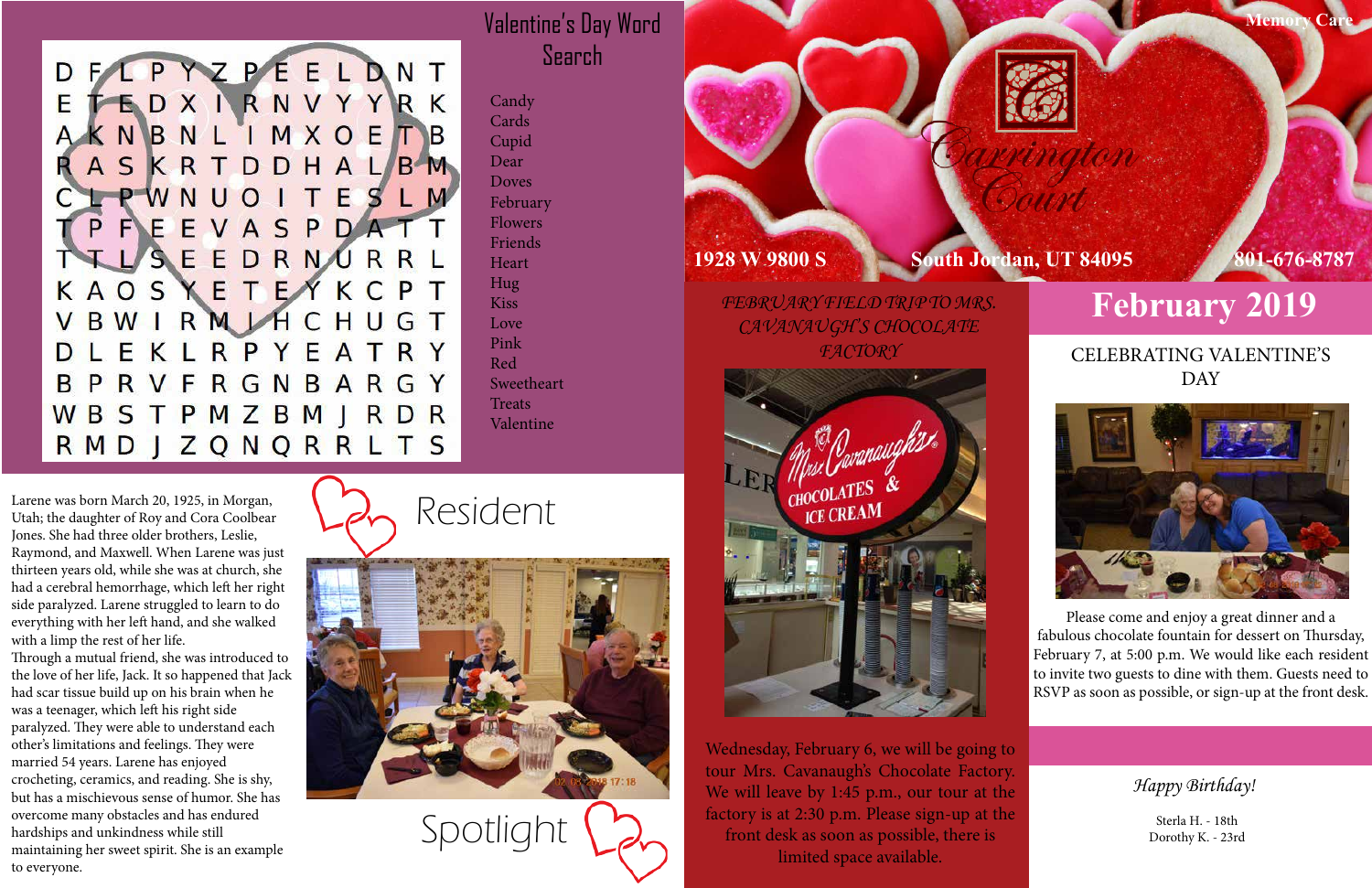## Valentine's Day Word Search

| | | | | | | | | | | | | |
|---|---|---|---|---|---|---|---|---|---|---|---|---|
| D | F | L | P | Y | Z | P | E | E | L | D | N | T |
| E | T | E | D | X | I | R | N | V | Y | Y | R | K |
| A | K | N | B | N | L | I | M | X | O | E | T | B |
| R | A | S | K | R | T | D | D | H | A | L | B | M |
| C | L | P | W | N | U | O | I | T | E | S | L | M |
| T | P | F | E | E | V | A | S | P | D | A | T | T |
| T | T | L | S | E | E | D | R | N | U | R | R | L |
| K | A | O | S | Y | E | T | E | Y | K | C | P | T |
| V | B | W | I | R | M | I | H | C | H | U | G | T |
| D | L | E | K | L | R | P | Y | E | A | T | R | Y |
| B | P | R | V | F | R | G | N | B | A | R | G | Y |
| W | B | S | T | P | M | Z | B | M | J | R | D | R |
| R | M | D | J | Z | Q | N | Q | R | R | L | T | S |

Candy
Cards
Cupid
Dear
Doves
February
Flowers
Friends
Heart
Hug
Kiss
Love
Pink
Red
Sweetheart
Treats
Valentine

## Resident Spotlight

Larene was born March 20, 1925, in Morgan, Utah; the daughter of Roy and Cora Coolbear Jones. She had three older brothers, Leslie, Raymond, and Maxwell. When Larene was just thirteen years old, while she was at church, she had a cerebral hemorrhage, which left her right side paralyzed. Larene struggled to learn to do everything with her left hand, and she walked with a limp the rest of her life.

Through a mutual friend, she was introduced to the love of her life, Jack. It so happened that Jack had scar tissue build up on his brain when he was a teenager, which left his right side paralyzed. They were able to understand each other's limitations and feelings. They were married 54 years. Larene has enjoyed crocheting, ceramics, and reading. She is shy, but has a mischievous sense of humor. She has overcome many obstacles and has endured hardships and unkindness while still maintaining her sweet spirit. She is an example to everyone.

Memory Care

Carrington Court

1928 W 9800 S South Jordan, UT 84095 801-676-8787

### *FEBRUARY FIELD TRIP TO MRS. CAVANAUGH'S CHOCOLATE FACTORY*

Wednesday, February 6, we will be going to tour Mrs. Cavanaugh's Chocolate Factory. We will leave by 1:45 p.m., our tour at the factory is at 2:30 p.m. Please sign-up at the front desk as soon as possible, there is limited space available.

# February 2019

### CELEBRATING VALENTINE'S DAY

Please come and enjoy a great dinner and a fabulous chocolate fountain for dessert on Thursday, February 7, at 5:00 p.m. We would like each resident to invite two guests to dine with them. Guests need to RSVP as soon as possible, or sign-up at the front desk.

### *Happy Birthday!*

Sterla H. - 18th
Dorothy K. - 23rd